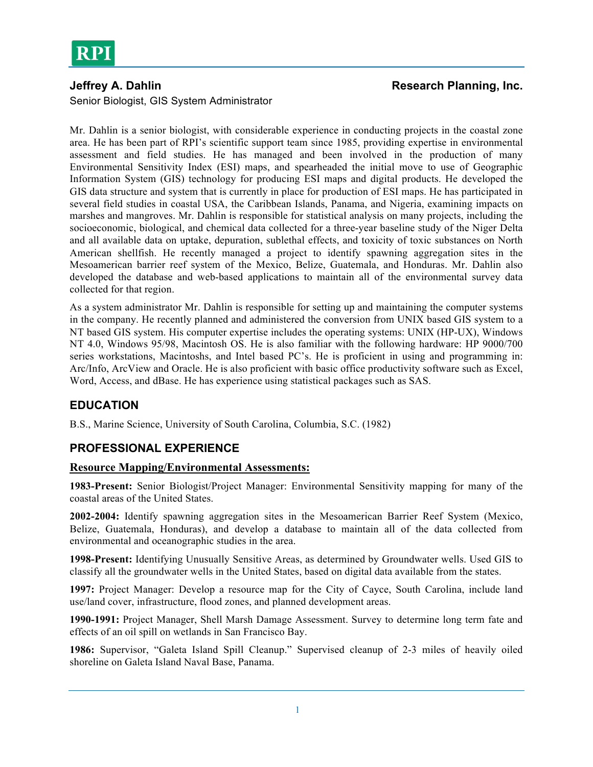**RPI**

**Jeffrey A. Dahlin** **Research Planning, Inc.**

Senior Biologist, GIS System Administrator

Mr. Dahlin is a senior biologist, with considerable experience in conducting projects in the coastal zone area. He has been part of RPI's scientific support team since 1985, providing expertise in environmental assessment and field studies. He has managed and been involved in the production of many Environmental Sensitivity Index (ESI) maps, and spearheaded the initial move to use of Geographic Information System (GIS) technology for producing ESI maps and digital products. He developed the GIS data structure and system that is currently in place for production of ESI maps. He has participated in several field studies in coastal USA, the Caribbean Islands, Panama, and Nigeria, examining impacts on marshes and mangroves. Mr. Dahlin is responsible for statistical analysis on many projects, including the socioeconomic, biological, and chemical data collected for a three-year baseline study of the Niger Delta and all available data on uptake, depuration, sublethal effects, and toxicity of toxic substances on North American shellfish. He recently managed a project to identify spawning aggregation sites in the Mesoamerican barrier reef system of the Mexico, Belize, Guatemala, and Honduras. Mr. Dahlin also developed the database and web-based applications to maintain all of the environmental survey data collected for that region.

As a system administrator Mr. Dahlin is responsible for setting up and maintaining the computer systems in the company. He recently planned and administered the conversion from UNIX based GIS system to a NT based GIS system. His computer expertise includes the operating systems: UNIX (HP-UX), Windows NT 4.0, Windows 95/98, Macintosh OS. He is also familiar with the following hardware: HP 9000/700 series workstations, Macintoshs, and Intel based PC's. He is proficient in using and programming in: Arc/Info, ArcView and Oracle. He is also proficient with basic office productivity software such as Excel, Word, Access, and dBase. He has experience using statistical packages such as SAS.

## EDUCATION

B.S., Marine Science, University of South Carolina, Columbia, S.C. (1982)

## PROFESSIONAL EXPERIENCE

### Resource Mapping/Environmental Assessments:

**1983-Present:** Senior Biologist/Project Manager: Environmental Sensitivity mapping for many of the coastal areas of the United States.

**2002-2004:** Identify spawning aggregation sites in the Mesoamerican Barrier Reef System (Mexico, Belize, Guatemala, Honduras), and develop a database to maintain all of the data collected from environmental and oceanographic studies in the area.

**1998-Present:** Identifying Unusually Sensitive Areas, as determined by Groundwater wells. Used GIS to classify all the groundwater wells in the United States, based on digital data available from the states.

**1997:** Project Manager: Develop a resource map for the City of Cayce, South Carolina, include land use/land cover, infrastructure, flood zones, and planned development areas.

**1990-1991:** Project Manager, Shell Marsh Damage Assessment. Survey to determine long term fate and effects of an oil spill on wetlands in San Francisco Bay.

**1986:** Supervisor, "Galeta Island Spill Cleanup." Supervised cleanup of 2-3 miles of heavily oiled shoreline on Galeta Island Naval Base, Panama.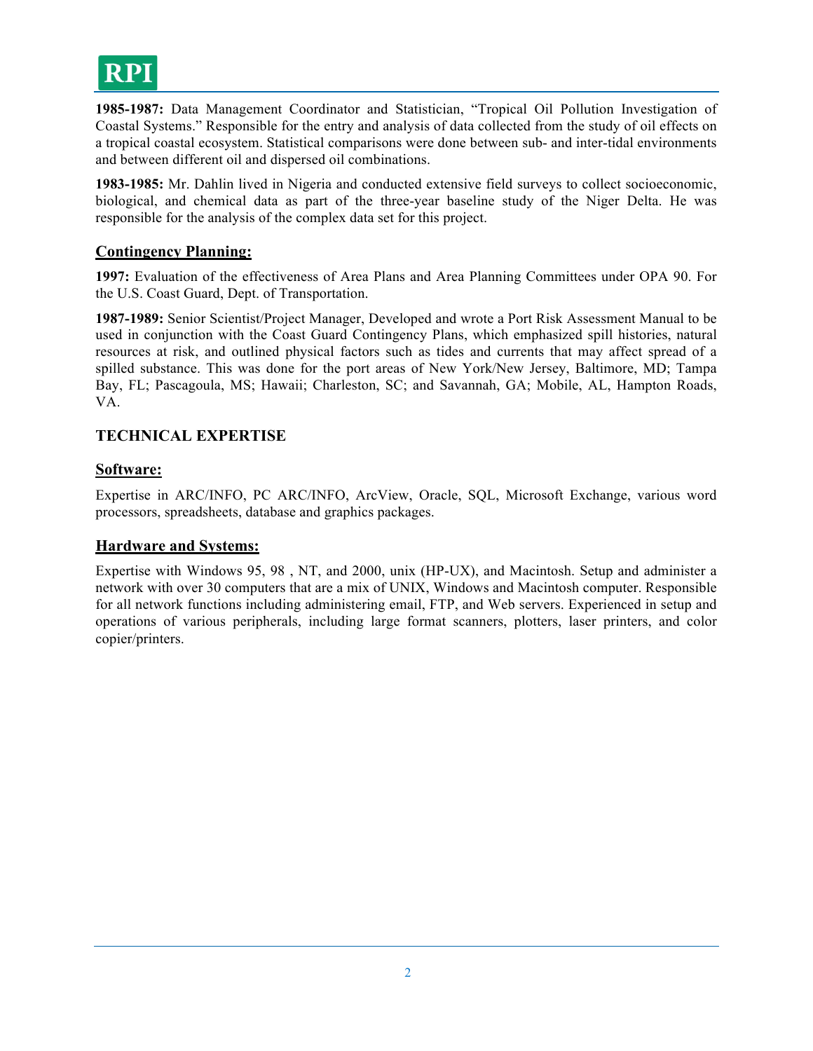**1985-1987:** Data Management Coordinator and Statistician, "Tropical Oil Pollution Investigation of Coastal Systems." Responsible for the entry and analysis of data collected from the study of oil effects on a tropical coastal ecosystem. Statistical comparisons were done between sub- and inter-tidal environments and between different oil and dispersed oil combinations.

**1983-1985:** Mr. Dahlin lived in Nigeria and conducted extensive field surveys to collect socioeconomic, biological, and chemical data as part of the three-year baseline study of the Niger Delta. He was responsible for the analysis of the complex data set for this project.

### Contingency Planning:

**1997:** Evaluation of the effectiveness of Area Plans and Area Planning Committees under OPA 90. For the U.S. Coast Guard, Dept. of Transportation.

**1987-1989:** Senior Scientist/Project Manager, Developed and wrote a Port Risk Assessment Manual to be used in conjunction with the Coast Guard Contingency Plans, which emphasized spill histories, natural resources at risk, and outlined physical factors such as tides and currents that may affect spread of a spilled substance. This was done for the port areas of New York/New Jersey, Baltimore, MD; Tampa Bay, FL; Pascagoula, MS; Hawaii; Charleston, SC; and Savannah, GA; Mobile, AL, Hampton Roads, VA.

## TECHNICAL EXPERTISE

### Software:

Expertise in ARC/INFO, PC ARC/INFO, ArcView, Oracle, SQL, Microsoft Exchange, various word processors, spreadsheets, database and graphics packages.

### Hardware and Systems:

Expertise with Windows 95, 98 , NT, and 2000, unix (HP-UX), and Macintosh. Setup and administer a network with over 30 computers that are a mix of UNIX, Windows and Macintosh computer. Responsible for all network functions including administering email, FTP, and Web servers. Experienced in setup and operations of various peripherals, including large format scanners, plotters, laser printers, and color copier/printers.